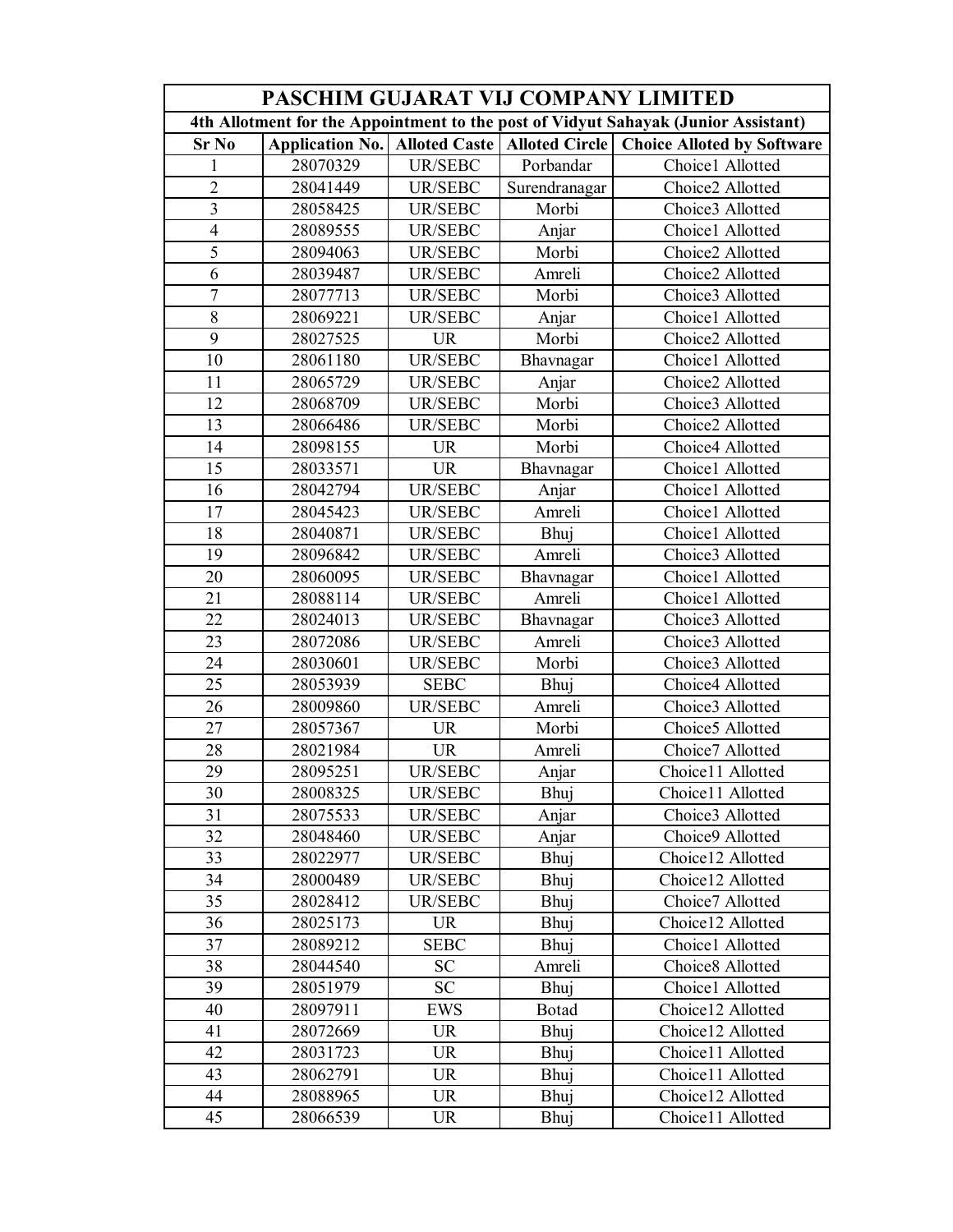| PASCHIM GUJARAT VIJ COMPANY LIMITED | | | | |
|---|---|---|---|---|
| 4th Allotment for the Appointment to the post of Vidyut Sahayak (Junior Assistant) | | | | |
| **Sr No** | **Application No.** | **Alloted Caste** | **Alloted Circle** | **Choice Alloted by Software** |
| 1 | 28070329 | UR/SEBC | Porbandar | Choice1 Allotted |
| 2 | 28041449 | UR/SEBC | Surendranagar | Choice2 Allotted |
| 3 | 28058425 | UR/SEBC | Morbi | Choice3 Allotted |
| 4 | 28089555 | UR/SEBC | Anjar | Choice1 Allotted |
| 5 | 28094063 | UR/SEBC | Morbi | Choice2 Allotted |
| 6 | 28039487 | UR/SEBC | Amreli | Choice2 Allotted |
| 7 | 28077713 | UR/SEBC | Morbi | Choice3 Allotted |
| 8 | 28069221 | UR/SEBC | Anjar | Choice1 Allotted |
| 9 | 28027525 | UR | Morbi | Choice2 Allotted |
| 10 | 28061180 | UR/SEBC | Bhavnagar | Choice1 Allotted |
| 11 | 28065729 | UR/SEBC | Anjar | Choice2 Allotted |
| 12 | 28068709 | UR/SEBC | Morbi | Choice3 Allotted |
| 13 | 28066486 | UR/SEBC | Morbi | Choice2 Allotted |
| 14 | 28098155 | UR | Morbi | Choice4 Allotted |
| 15 | 28033571 | UR | Bhavnagar | Choice1 Allotted |
| 16 | 28042794 | UR/SEBC | Anjar | Choice1 Allotted |
| 17 | 28045423 | UR/SEBC | Amreli | Choice1 Allotted |
| 18 | 28040871 | UR/SEBC | Bhuj | Choice1 Allotted |
| 19 | 28096842 | UR/SEBC | Amreli | Choice3 Allotted |
| 20 | 28060095 | UR/SEBC | Bhavnagar | Choice1 Allotted |
| 21 | 28088114 | UR/SEBC | Amreli | Choice1 Allotted |
| 22 | 28024013 | UR/SEBC | Bhavnagar | Choice3 Allotted |
| 23 | 28072086 | UR/SEBC | Amreli | Choice3 Allotted |
| 24 | 28030601 | UR/SEBC | Morbi | Choice3 Allotted |
| 25 | 28053939 | SEBC | Bhuj | Choice4 Allotted |
| 26 | 28009860 | UR/SEBC | Amreli | Choice3 Allotted |
| 27 | 28057367 | UR | Morbi | Choice5 Allotted |
| 28 | 28021984 | UR | Amreli | Choice7 Allotted |
| 29 | 28095251 | UR/SEBC | Anjar | Choice11 Allotted |
| 30 | 28008325 | UR/SEBC | Bhuj | Choice11 Allotted |
| 31 | 28075533 | UR/SEBC | Anjar | Choice3 Allotted |
| 32 | 28048460 | UR/SEBC | Anjar | Choice9 Allotted |
| 33 | 28022977 | UR/SEBC | Bhuj | Choice12 Allotted |
| 34 | 28000489 | UR/SEBC | Bhuj | Choice12 Allotted |
| 35 | 28028412 | UR/SEBC | Bhuj | Choice7 Allotted |
| 36 | 28025173 | UR | Bhuj | Choice12 Allotted |
| 37 | 28089212 | SEBC | Bhuj | Choice1 Allotted |
| 38 | 28044540 | SC | Amreli | Choice8 Allotted |
| 39 | 28051979 | SC | Bhuj | Choice1 Allotted |
| 40 | 28097911 | EWS | Botad | Choice12 Allotted |
| 41 | 28072669 | UR | Bhuj | Choice12 Allotted |
| 42 | 28031723 | UR | Bhuj | Choice11 Allotted |
| 43 | 28062791 | UR | Bhuj | Choice11 Allotted |
| 44 | 28088965 | UR | Bhuj | Choice12 Allotted |
| 45 | 28066539 | UR | Bhuj | Choice11 Allotted |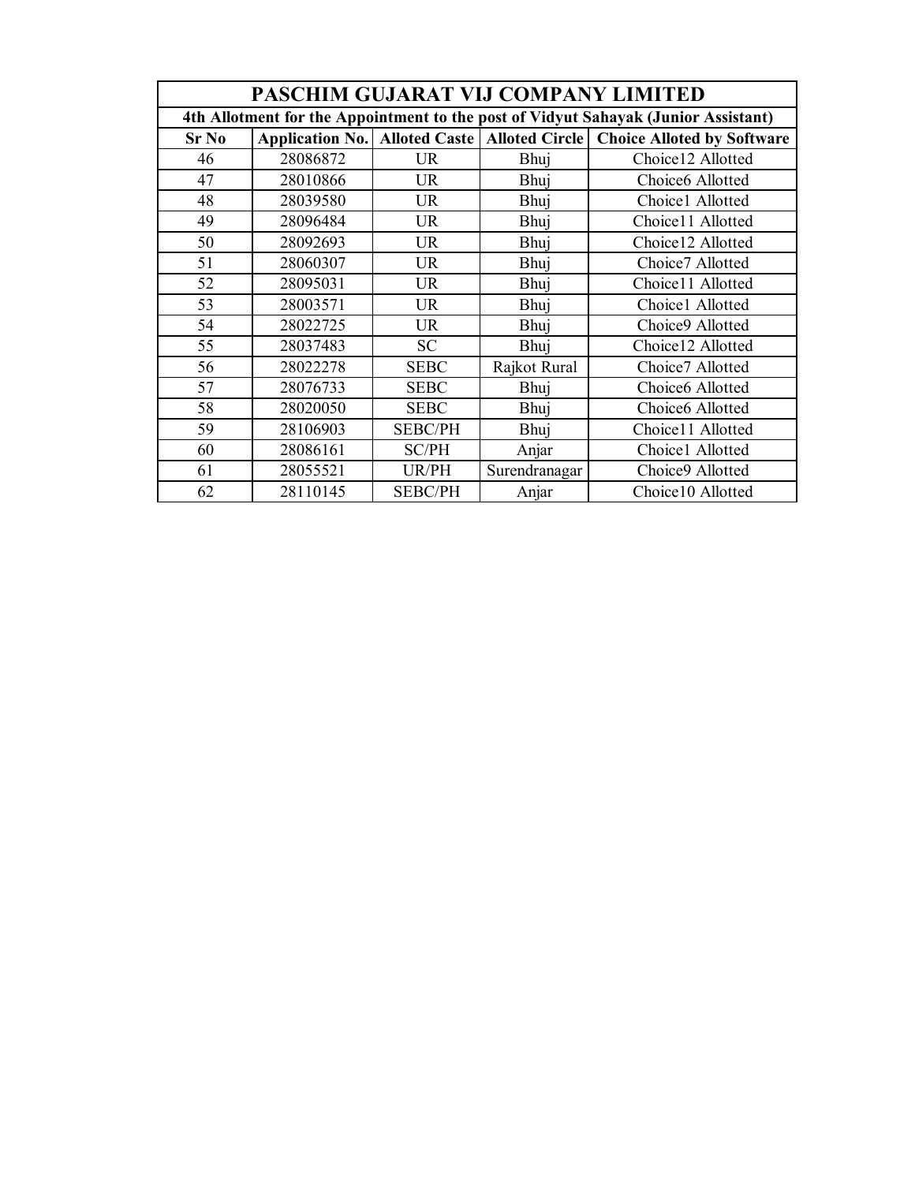| PASCHIM GUJARAT VIJ COMPANY LIMITED | | | | |
|---|---|---|---|---|
| 4th Allotment for the Appointment to the post of Vidyut Sahayak (Junior Assistant) | | | | |
| **Sr No** | **Application No.** | **Alloted Caste** | **Alloted Circle** | **Choice Alloted by Software** |
| 46 | 28086872 | UR | Bhuj | Choice12 Allotted |
| 47 | 28010866 | UR | Bhuj | Choice6 Allotted |
| 48 | 28039580 | UR | Bhuj | Choice1 Allotted |
| 49 | 28096484 | UR | Bhuj | Choice11 Allotted |
| 50 | 28092693 | UR | Bhuj | Choice12 Allotted |
| 51 | 28060307 | UR | Bhuj | Choice7 Allotted |
| 52 | 28095031 | UR | Bhuj | Choice11 Allotted |
| 53 | 28003571 | UR | Bhuj | Choice1 Allotted |
| 54 | 28022725 | UR | Bhuj | Choice9 Allotted |
| 55 | 28037483 | SC | Bhuj | Choice12 Allotted |
| 56 | 28022278 | SEBC | Rajkot Rural | Choice7 Allotted |
| 57 | 28076733 | SEBC | Bhuj | Choice6 Allotted |
| 58 | 28020050 | SEBC | Bhuj | Choice6 Allotted |
| 59 | 28106903 | SEBC/PH | Bhuj | Choice11 Allotted |
| 60 | 28086161 | SC/PH | Anjar | Choice1 Allotted |
| 61 | 28055521 | UR/PH | Surendranagar | Choice9 Allotted |
| 62 | 28110145 | SEBC/PH | Anjar | Choice10 Allotted |